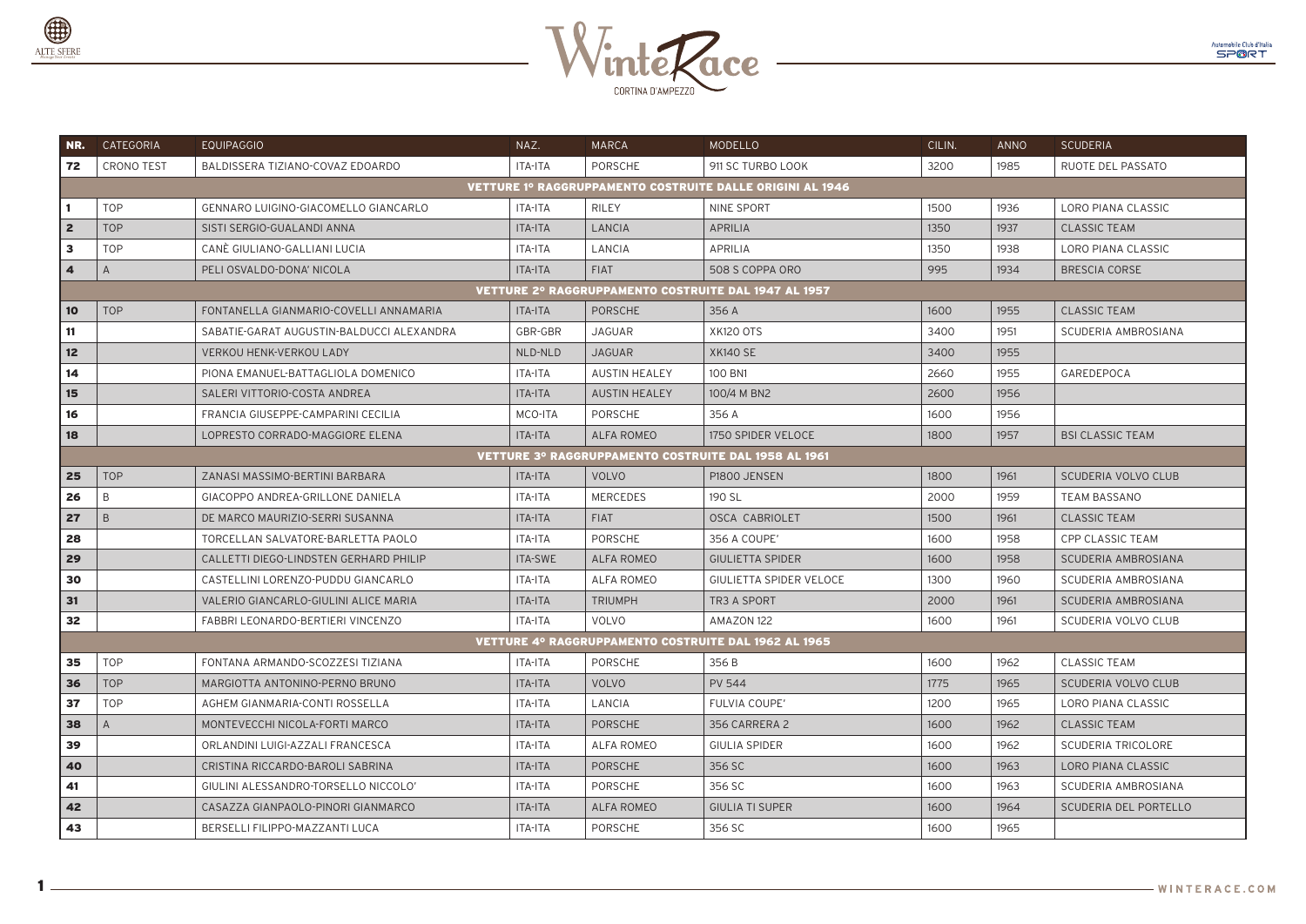| NR. | CATEGORIA | EQUIPAGGIO | NAZ. | MARCA | MODELLO | CILIN. | ANNO | SCUDERIA |
|---|---|---|---|---|---|---|---|---|
| 72 | CRONO TEST | BALDISSERA TIZIANO-COVAZ EDOARDO | ITA-ITA | PORSCHE | 911 SC TURBO LOOK | 3200 | 1985 | RUOTE DEL PASSATO |
| | | VETTURE 1° RAGGRUPPAMENTO COSTRUITE DALLE ORIGINI AL 1946 | | | | | | |
| 1 | TOP | GENNARO LUIGINO-GIACOMELLO GIANCARLO | ITA-ITA | RILEY | NINE SPORT | 1500 | 1936 | LORO PIANA CLASSIC |
| 2 | TOP | SISTI SERGIO-GUALANDI ANNA | ITA-ITA | LANCIA | APRILIA | 1350 | 1937 | CLASSIC TEAM |
| 3 | TOP | CANÈ GIULIANO-GALLIANI LUCIA | ITA-ITA | LANCIA | APRILIA | 1350 | 1938 | LORO PIANA CLASSIC |
| 4 | A | PELI OSVALDO-DONA' NICOLA | ITA-ITA | FIAT | 508 S COPPA ORO | 995 | 1934 | BRESCIA CORSE |
| | | VETTURE 2° RAGGRUPPAMENTO COSTRUITE DAL 1947 AL 1957 | | | | | | |
| 10 | TOP | FONTANELLA GIANMARIO-COVELLI ANNAMARIA | ITA-ITA | PORSCHE | 356 A | 1600 | 1955 | CLASSIC TEAM |
| 11 | | SABATIE-GARAT AUGUSTIN-BALDUCCI ALEXANDRA | GBR-GBR | JAGUAR | XK120 OTS | 3400 | 1951 | SCUDERIA AMBROSIANA |
| 12 | | VERKOU HENK-VERKOU LADY | NLD-NLD | JAGUAR | XK140 SE | 3400 | 1955 | |
| 14 | | PIONA EMANUEL-BATTAGLIOLA DOMENICO | ITA-ITA | AUSTIN HEALEY | 100 BN1 | 2660 | 1955 | GAREDEPOCA |
| 15 | | SALERI VITTORIO-COSTA ANDREA | ITA-ITA | AUSTIN HEALEY | 100/4 M BN2 | 2600 | 1956 | |
| 16 | | FRANCIA GIUSEPPE-CAMPARINI CECILIA | MCO-ITA | PORSCHE | 356 A | 1600 | 1956 | |
| 18 | | LOPRESTO CORRADO-MAGGIORE ELENA | ITA-ITA | ALFA ROMEO | 1750 SPIDER VELOCE | 1800 | 1957 | BSI CLASSIC TEAM |
| | | VETTURE 3° RAGGRUPPAMENTO COSTRUITE DAL 1958 AL 1961 | | | | | | |
| 25 | TOP | ZANASI MASSIMO-BERTINI BARBARA | ITA-ITA | VOLVO | P1800 JENSEN | 1800 | 1961 | SCUDERIA VOLVO CLUB |
| 26 | B | GIACOPPO ANDREA-GRILLONE DANIELA | ITA-ITA | MERCEDES | 190 SL | 2000 | 1959 | TEAM BASSANO |
| 27 | B | DE MARCO MAURIZIO-SERRI SUSANNA | ITA-ITA | FIAT | OSCA CABRIOLET | 1500 | 1961 | CLASSIC TEAM |
| 28 | | TORCELLAN SALVATORE-BARLETTA PAOLO | ITA-ITA | PORSCHE | 356 A COUPE' | 1600 | 1958 | CPP CLASSIC TEAM |
| 29 | | CALLETTI DIEGO-LINDSTEN GERHARD PHILIP | ITA-SWE | ALFA ROMEO | GIULIETTA SPIDER | 1600 | 1958 | SCUDERIA AMBROSIANA |
| 30 | | CASTELLINI LORENZO-PUDDU GIANCARLO | ITA-ITA | ALFA ROMEO | GIULIETTA SPIDER VELOCE | 1300 | 1960 | SCUDERIA AMBROSIANA |
| 31 | | VALERIO GIANCARLO-GIULINI ALICE MARIA | ITA-ITA | TRIUMPH | TR3 A SPORT | 2000 | 1961 | SCUDERIA AMBROSIANA |
| 32 | | FABBRI LEONARDO-BERTIERI VINCENZO | ITA-ITA | VOLVO | AMAZON 122 | 1600 | 1961 | SCUDERIA VOLVO CLUB |
| | | VETTURE 4° RAGGRUPPAMENTO COSTRUITE DAL 1962 AL 1965 | | | | | | |
| 35 | TOP | FONTANA ARMANDO-SCOZZESI TIZIANA | ITA-ITA | PORSCHE | 356 B | 1600 | 1962 | CLASSIC TEAM |
| 36 | TOP | MARGIOTTA ANTONINO-PERNO BRUNO | ITA-ITA | VOLVO | PV 544 | 1775 | 1965 | SCUDERIA VOLVO CLUB |
| 37 | TOP | AGHEM GIANMARIA-CONTI ROSSELLA | ITA-ITA | LANCIA | FULVIA COUPE' | 1200 | 1965 | LORO PIANA CLASSIC |
| 38 | A | MONTEVECCHI NICOLA-FORTI MARCO | ITA-ITA | PORSCHE | 356 CARRERA 2 | 1600 | 1962 | CLASSIC TEAM |
| 39 | | ORLANDINI LUIGI-AZZALI FRANCESCA | ITA-ITA | ALFA ROMEO | GIULIA SPIDER | 1600 | 1962 | SCUDERIA TRICOLORE |
| 40 | | CRISTINA RICCARDO-BAROLI SABRINA | ITA-ITA | PORSCHE | 356 SC | 1600 | 1963 | LORO PIANA CLASSIC |
| 41 | | GIULINI ALESSANDRO-TORSELLO NICCOLO' | ITA-ITA | PORSCHE | 356 SC | 1600 | 1963 | SCUDERIA AMBROSIANA |
| 42 | | CASAZZA GIANPAOLO-PINORI GIANMARCO | ITA-ITA | ALFA ROMEO | GIULIA TI SUPER | 1600 | 1964 | SCUDERIA DEL PORTELLO |
| 43 | | BERSELLI FILIPPO-MAZZANTI LUCA | ITA-ITA | PORSCHE | 356 SC | 1600 | 1965 | |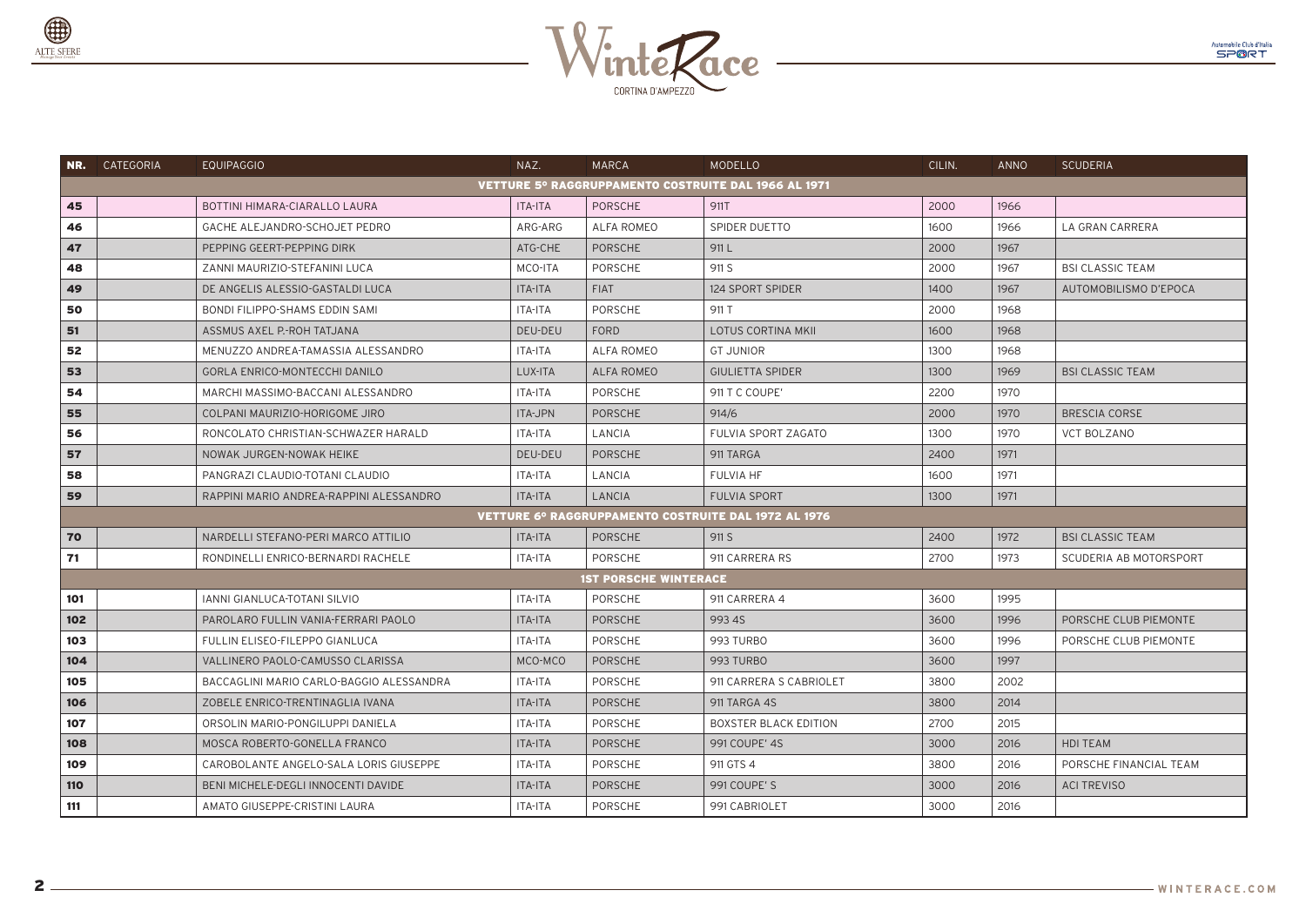| NR. | CATEGORIA | EQUIPAGGIO | NAZ. | MARCA | MODELLO | CILIN. | ANNO | SCUDERIA |
|---|---|---|---|---|---|---|---|---|
| **VETTURE 5° RAGGRUPPAMENTO COSTRUITE DAL 1966 AL 1971** | | | | | | | | |
| 45 | | BOTTINI HIMARA-CIARALLO LAURA | ITA-ITA | PORSCHE | 911T | 2000 | 1966 | |
| 46 | | GACHE ALEJANDRO-SCHOJET PEDRO | ARG-ARG | ALFA ROMEO | SPIDER DUETTO | 1600 | 1966 | LA GRAN CARRERA |
| 47 | | PEPPING GEERT-PEPPING DIRK | ATG-CHE | PORSCHE | 911 L | 2000 | 1967 | |
| 48 | | ZANNI MAURIZIO-STEFANINI LUCA | MCO-ITA | PORSCHE | 911 S | 2000 | 1967 | BSI CLASSIC TEAM |
| 49 | | DE ANGELIS ALESSIO-GASTALDI LUCA | ITA-ITA | FIAT | 124 SPORT SPIDER | 1400 | 1967 | AUTOMOBILISMO D'EPOCA |
| 50 | | BONDI FILIPPO-SHAMS EDDIN SAMI | ITA-ITA | PORSCHE | 911 T | 2000 | 1968 | |
| 51 | | ASSMUS AXEL P.-ROH TATJANA | DEU-DEU | FORD | LOTUS CORTINA MKII | 1600 | 1968 | |
| 52 | | MENUZZO ANDREA-TAMASSIA ALESSANDRO | ITA-ITA | ALFA ROMEO | GT JUNIOR | 1300 | 1968 | |
| 53 | | GORLA ENRICO-MONTECCHI DANILO | LUX-ITA | ALFA ROMEO | GIULIETTA SPIDER | 1300 | 1969 | BSI CLASSIC TEAM |
| 54 | | MARCHI MASSIMO-BACCANI ALESSANDRO | ITA-ITA | PORSCHE | 911 T C COUPE' | 2200 | 1970 | |
| 55 | | COLPANI MAURIZIO-HORIGOME JIRO | ITA-JPN | PORSCHE | 914/6 | 2000 | 1970 | BRESCIA CORSE |
| 56 | | RONCOLATO CHRISTIAN-SCHWAZER HARALD | ITA-ITA | LANCIA | FULVIA SPORT ZAGATO | 1300 | 1970 | VCT BOLZANO |
| 57 | | NOWAK JURGEN-NOWAK HEIKE | DEU-DEU | PORSCHE | 911 TARGA | 2400 | 1971 | |
| 58 | | PANGRAZI CLAUDIO-TOTANI CLAUDIO | ITA-ITA | LANCIA | FULVIA HF | 1600 | 1971 | |
| 59 | | RAPPINI MARIO ANDREA-RAPPINI ALESSANDRO | ITA-ITA | LANCIA | FULVIA SPORT | 1300 | 1971 | |
| **VETTURE 6° RAGGRUPPAMENTO COSTRUITE DAL 1972 AL 1976** | | | | | | | | |
| 70 | | NARDELLI STEFANO-PERI MARCO ATTILIO | ITA-ITA | PORSCHE | 911 S | 2400 | 1972 | BSI CLASSIC TEAM |
| 71 | | RONDINELLI ENRICO-BERNARDI RACHELE | ITA-ITA | PORSCHE | 911 CARRERA RS | 2700 | 1973 | SCUDERIA AB MOTORSPORT |
| **1ST PORSCHE WINTERACE** | | | | | | | | |
| 101 | | IANNI GIANLUCA-TOTANI SILVIO | ITA-ITA | PORSCHE | 911 CARRERA 4 | 3600 | 1995 | |
| 102 | | PAROLARO FULLIN VANIA-FERRARI PAOLO | ITA-ITA | PORSCHE | 993 4S | 3600 | 1996 | PORSCHE CLUB PIEMONTE |
| 103 | | FULLIN ELISEO-FILEPPO GIANLUCA | ITA-ITA | PORSCHE | 993 TURBO | 3600 | 1996 | PORSCHE CLUB PIEMONTE |
| 104 | | VALLINERO PAOLO-CAMUSSO CLARISSA | MCO-MCO | PORSCHE | 993 TURBO | 3600 | 1997 | |
| 105 | | BACCAGLINI MARIO CARLO-BAGGIO ALESSANDRA | ITA-ITA | PORSCHE | 911 CARRERA S CABRIOLET | 3800 | 2002 | |
| 106 | | ZOBELE ENRICO-TRENTINAGLIA IVANA | ITA-ITA | PORSCHE | 911 TARGA 4S | 3800 | 2014 | |
| 107 | | ORSOLIN MARIO-PONGILUPPI DANIELA | ITA-ITA | PORSCHE | BOXSTER BLACK EDITION | 2700 | 2015 | |
| 108 | | MOSCA ROBERTO-GONELLA FRANCO | ITA-ITA | PORSCHE | 991 COUPE' 4S | 3000 | 2016 | HDI TEAM |
| 109 | | CAROBOLANTE ANGELO-SALA LORIS GIUSEPPE | ITA-ITA | PORSCHE | 911 GTS 4 | 3800 | 2016 | PORSCHE FINANCIAL TEAM |
| 110 | | BENI MICHELE-DEGLI INNOCENTI DAVIDE | ITA-ITA | PORSCHE | 991 COUPE' S | 3000 | 2016 | ACI TREVISO |
| 111 | | AMATO GIUSEPPE-CRISTINI LAURA | ITA-ITA | PORSCHE | 991 CABRIOLET | 3000 | 2016 | |